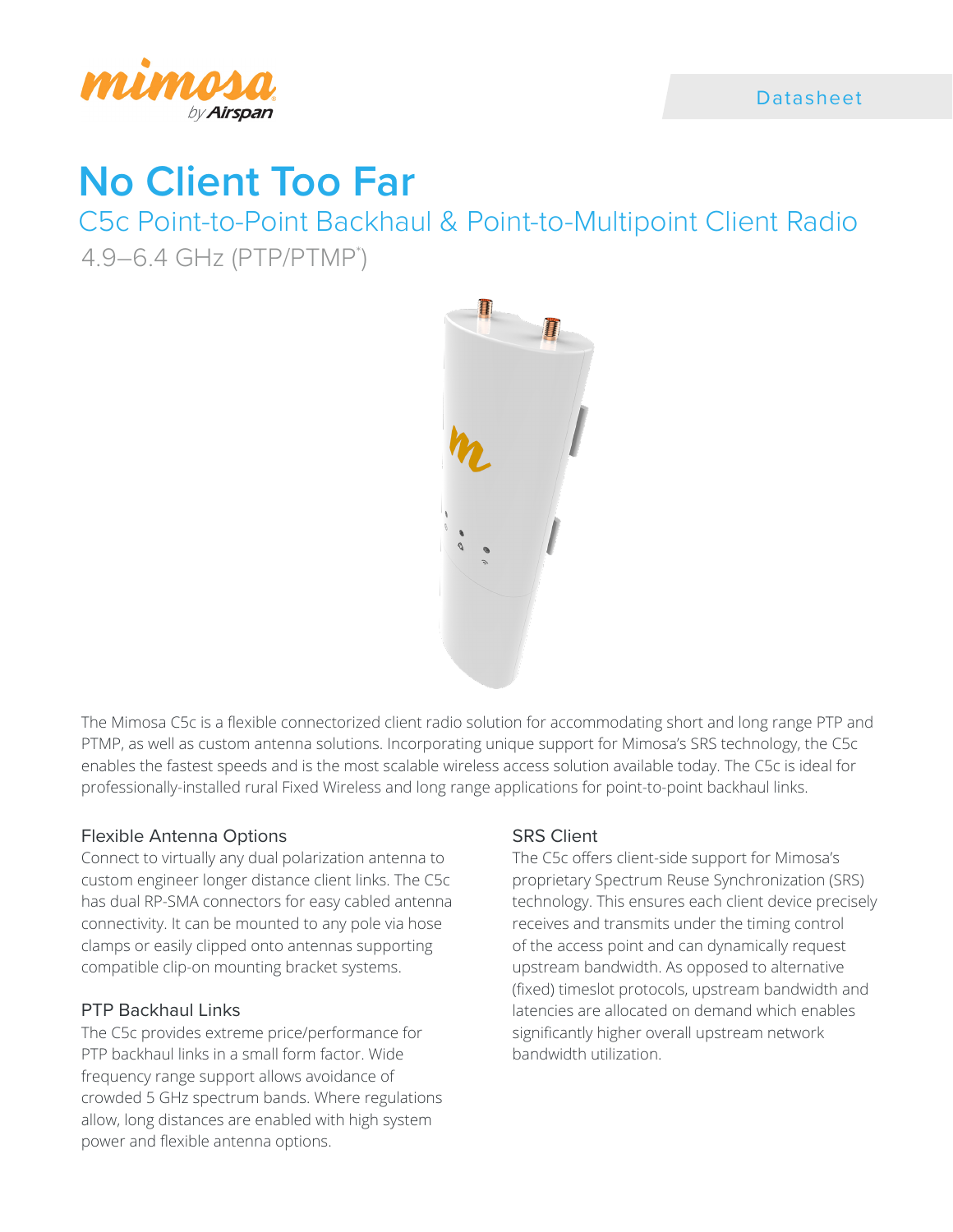Datasheet

# No Client Too Far

## C5c Point-to-Point Backhaul & Point-to-Multipoint Client Radio

4.9–6.4 GHz (PTP/PTMP*)

The Mimosa C5c is a flexible connectorized client radio solution for accommodating short and long range PTP and PTMP, as well as custom antenna solutions. Incorporating unique support for Mimosa's SRS technology, the C5c enables the fastest speeds and is the most scalable wireless access solution available today. The C5c is ideal for professionally-installed rural Fixed Wireless and long range applications for point-to-point backhaul links.

### Flexible Antenna Options

Connect to virtually any dual polarization antenna to custom engineer longer distance client links. The C5c has dual RP-SMA connectors for easy cabled antenna connectivity. It can be mounted to any pole via hose clamps or easily clipped onto antennas supporting compatible clip-on mounting bracket systems.

### PTP Backhaul Links

The C5c provides extreme price/performance for PTP backhaul links in a small form factor. Wide frequency range support allows avoidance of crowded 5 GHz spectrum bands. Where regulations allow, long distances are enabled with high system power and flexible antenna options.

### SRS Client

The C5c offers client-side support for Mimosa's proprietary Spectrum Reuse Synchronization (SRS) technology. This ensures each client device precisely receives and transmits under the timing control of the access point and can dynamically request upstream bandwidth. As opposed to alternative (fixed) timeslot protocols, upstream bandwidth and latencies are allocated on demand which enables significantly higher overall upstream network bandwidth utilization.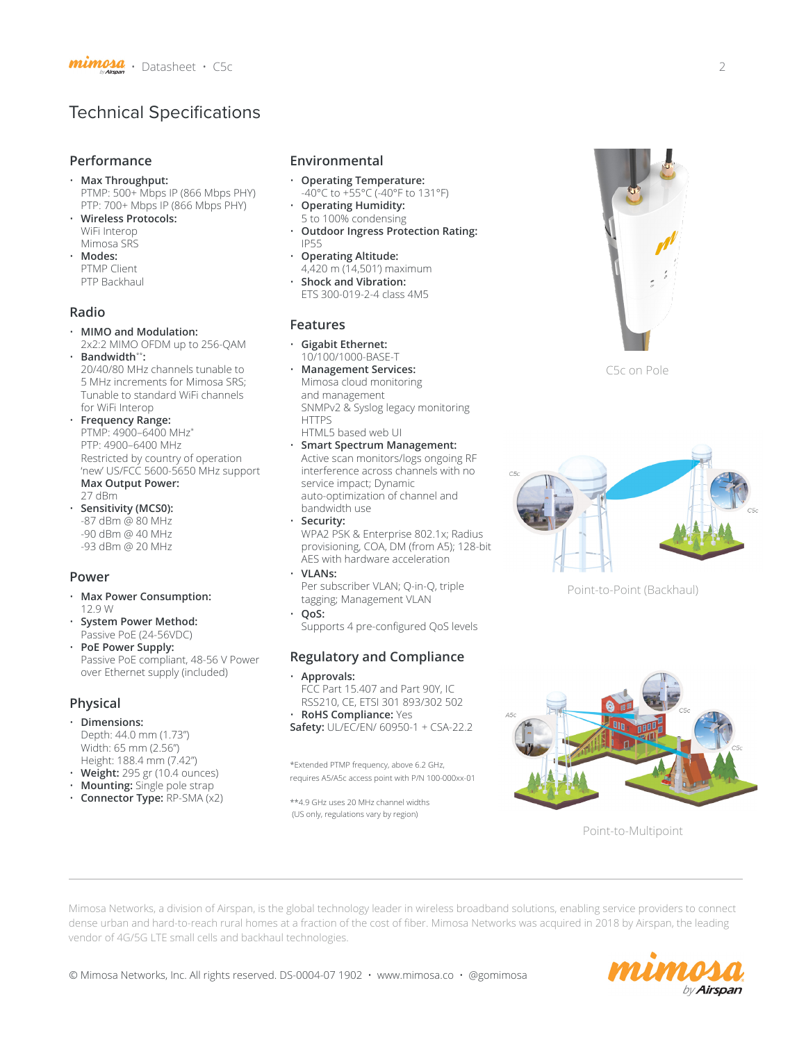# Technical Specifications

## Performance

- **Max Throughput:**
  PTMP: 500+ Mbps IP (866 Mbps PHY)
  PTP: 700+ Mbps IP (866 Mbps PHY)
- **Wireless Protocols:**
  WiFi Interop
  Mimosa SRS
- **Modes:**
  PTMP Client
  PTP Backhaul

## Radio

- **MIMO and Modulation:**
  2x2:2 MIMO OFDM up to 256-QAM
- **Bandwidth**[**]**:**
  20/40/80 MHz channels tunable to 5 MHz increments for Mimosa SRS; Tunable to standard WiFi channels for WiFi Interop
- **Frequency Range:**
  PTMP: 4900–6400 MHz[*]
  PTP: 4900–6400 MHz
  Restricted by country of operation
  'new' US/FCC 5600-5650 MHz support
  **Max Output Power:**
  27 dBm
- **Sensitivity (MCS0):**
  -87 dBm @ 80 MHz
  -90 dBm @ 40 MHz
  -93 dBm @ 20 MHz

## Power

- **Max Power Consumption:**
  12.9 W
- **System Power Method:**
  Passive PoE (24-56VDC)
- **PoE Power Supply:**
  Passive PoE compliant, 48-56 V Power over Ethernet supply (included)

## Physical

- **Dimensions:**
  Depth: 44.0 mm (1.73")
  Width: 65 mm (2.56")
  Height: 188.4 mm (7.42")
- **Weight:** 295 gr (10.4 ounces)
- **Mounting:** Single pole strap
- **Connector Type:** RP-SMA (x2)

## Environmental

- **Operating Temperature:**
  -40°C to +55°C (-40°F to 131°F)
- **Operating Humidity:**
  5 to 100% condensing
- **Outdoor Ingress Protection Rating:**
  IP55
- **Operating Altitude:**
  4,420 m (14,501') maximum
- **Shock and Vibration:**
  ETS 300-019-2-4 class 4M5

## Features

- **Gigabit Ethernet:**
  10/100/1000-BASE-T
- **Management Services:**
  Mimosa cloud monitoring and management
  SNMPv2 & Syslog legacy monitoring
  HTTPS
  HTML5 based web UI
- **Smart Spectrum Management:**
  Active scan monitors/logs ongoing RF interference across channels with no service impact; Dynamic auto-optimization of channel and bandwidth use
- **Security:**
  WPA2 PSK & Enterprise 802.1x; Radius provisioning, COA, DM (from A5); 128-bit AES with hardware acceleration
- **VLANs:**
  Per subscriber VLAN; Q-in-Q, triple tagging; Management VLAN
- **QoS:**
  Supports 4 pre-configured QoS levels

## Regulatory and Compliance

- **Approvals:**
  FCC Part 15.407 and Part 90Y, IC RSS210, CE, ETSI 301 893/302 502
- **RoHS Compliance:** Yes

**Safety:** UL/EC/EN/ 60950-1 + CSA-22.2

*Extended PTMP frequency, above 6.2 GHz, requires A5/A5c access point with P/N 100-000xx-01

**4.9 GHz uses 20 MHz channel widths (US only, regulations vary by region)

C5c on Pole

Point-to-Point (Backhaul)

Point-to-Multipoint

---

Mimosa Networks, a division of Airspan, is the global technology leader in wireless broadband solutions, enabling service providers to connect dense urban and hard-to-reach rural homes at a fraction of the cost of fiber. Mimosa Networks was acquired in 2018 by Airspan, the leading vendor of 4G/5G LTE small cells and backhaul technologies.

© Mimosa Networks, Inc. All rights reserved. DS-0004-07 1902 • www.mimosa.co • @gomimosa